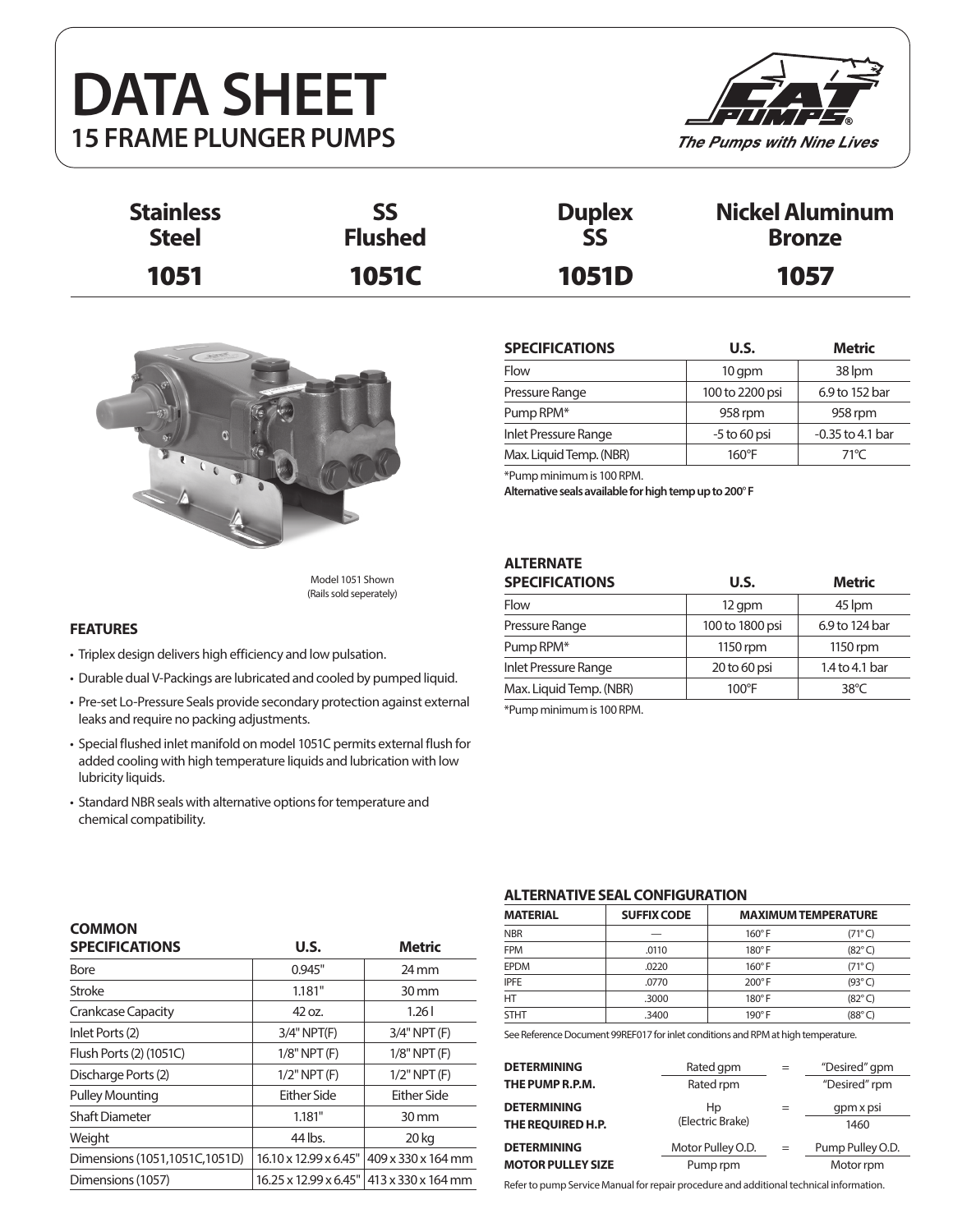# DATA SHEET
## 15 FRAME PLUNGER PUMPS

CAT PUMPS®
*The Pumps with Nine Lives*

| Stainless Steel | SS Flushed | Duplex SS | Nickel Aluminum Bronze |
|---|---|---|---|
| **1051** | **1051C** | **1051D** | **1057** |

Model 1051 Shown
(Rails sold seperately)

| SPECIFICATIONS | U.S. | Metric |
|---|---|---|
| Flow | 10 gpm | 38 lpm |
| Pressure Range | 100 to 2200 psi | 6.9 to 152 bar |
| Pump RPM* | 958 rpm | 958 rpm |
| Inlet Pressure Range | -5 to 60 psi | -0.35 to 4.1 bar |
| Max. Liquid Temp. (NBR) | 160°F | 71°C |

*Pump minimum is 100 RPM.
**Alternative seals available for high temp up to 200° F**

| ALTERNATE SPECIFICATIONS | U.S. | Metric |
|---|---|---|
| Flow | 12 gpm | 45 lpm |
| Pressure Range | 100 to 1800 psi | 6.9 to 124 bar |
| Pump RPM* | 1150 rpm | 1150 rpm |
| Inlet Pressure Range | 20 to 60 psi | 1.4 to 4.1 bar |
| Max. Liquid Temp. (NBR) | 100°F | 38°C |

*Pump minimum is 100 RPM.

### FEATURES

- Triplex design delivers high efficiency and low pulsation.
- Durable dual V-Packings are lubricated and cooled by pumped liquid.
- Pre-set Lo-Pressure Seals provide secondary protection against external leaks and require no packing adjustments.
- Special flushed inlet manifold on model 1051C permits external flush for added cooling with high temperature liquids and lubrication with low lubricity liquids.
- Standard NBR seals with alternative options for temperature and chemical compatibility.

| COMMON SPECIFICATIONS | U.S. | Metric |
|---|---|---|
| Bore | 0.945" | 24 mm |
| Stroke | 1.181" | 30 mm |
| Crankcase Capacity | 42 oz. | 1.26 l |
| Inlet Ports (2) | 3/4" NPT(F) | 3/4" NPT (F) |
| Flush Ports (2) (1051C) | 1/8" NPT (F) | 1/8" NPT (F) |
| Discharge Ports (2) | 1/2" NPT (F) | 1/2" NPT (F) |
| Pulley Mounting | Either Side | Either Side |
| Shaft Diameter | 1.181" | 30 mm |
| Weight | 44 lbs. | 20 kg |
| Dimensions (1051,1051C,1051D) | 16.10 x 12.99 x 6.45" | 409 x 330 x 164 mm |
| Dimensions (1057) | 16.25 x 12.99 x 6.45" | 413 x 330 x 164 mm |

### ALTERNATIVE SEAL CONFIGURATION

| MATERIAL | SUFFIX CODE | MAXIMUM TEMPERATURE | |
|---|---|---|---|
| NBR | — | 160° F | (71° C) |
| FPM | .0110 | 180° F | (82° C) |
| EPDM | .0220 | 160° F | (71° C) |
| IPFE | .0770 | 200° F | (93° C) |
| HT | .3000 | 180° F | (82° C) |
| STHT | .3400 | 190° F | (88° C) |

See Reference Document 99REF017 for inlet conditions and RPM at high temperature.

**DETERMINING THE PUMP R.P.M.**

$$\frac{\text{Rated gpm}}{\text{Rated rpm}} = \frac{\text{"Desired" gpm}}{\text{"Desired" rpm}}$$

**DETERMINING THE REQUIRED H.P.**

$$\text{Hp (Electric Brake)} = \frac{\text{gpm x psi}}{1460}$$

**DETERMINING MOTOR PULLEY SIZE**

$$\frac{\text{Motor Pulley O.D.}}{\text{Pump rpm}} = \frac{\text{Pump Pulley O.D.}}{\text{Motor rpm}}$$

Refer to pump Service Manual for repair procedure and additional technical information.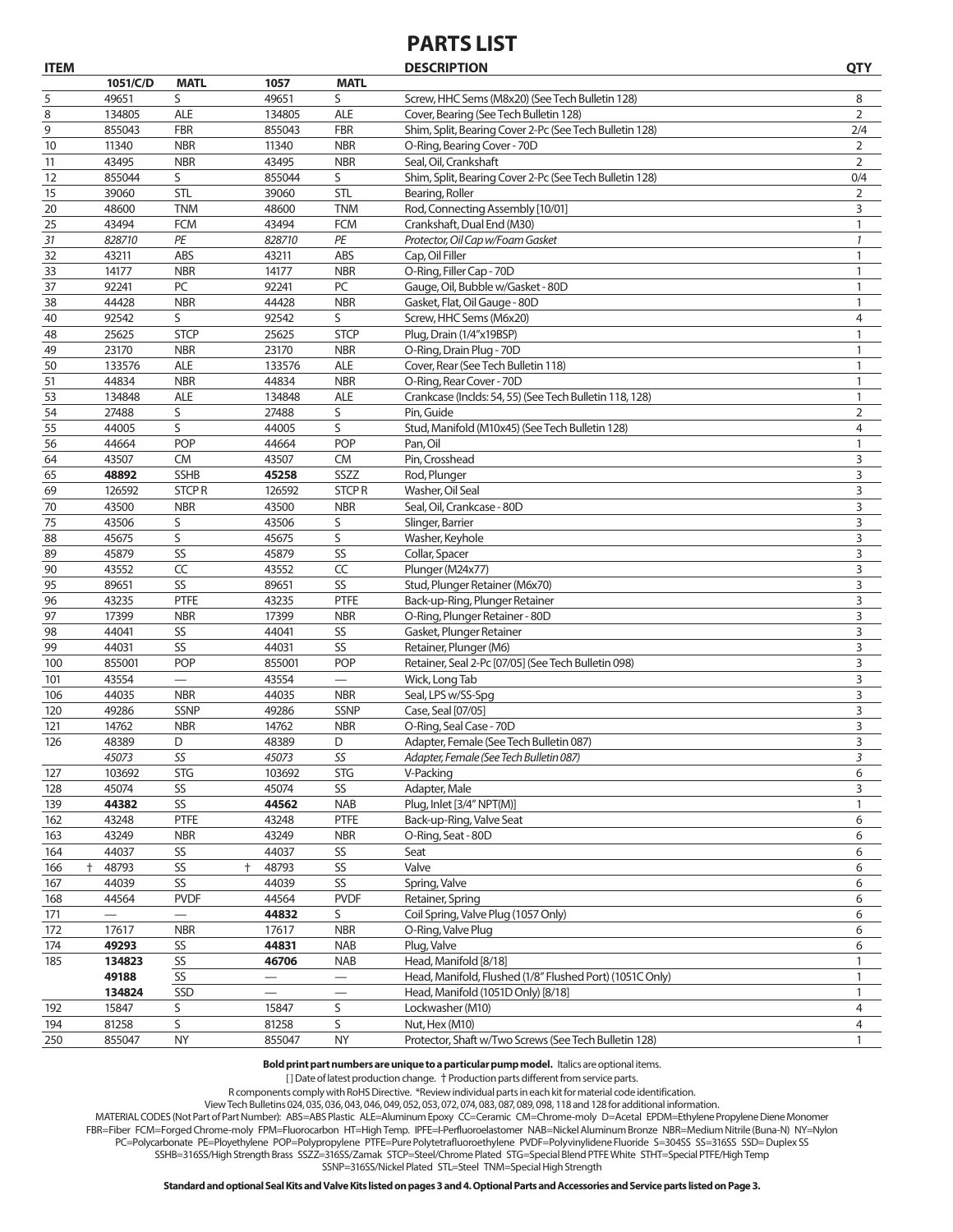# PARTS LIST

| ITEM | 1051/C/D | MATL | 1057 | MATL | DESCRIPTION | QTY |
|---|---|---|---|---|---|---|
| 5 | 49651 | S | 49651 | S | Screw, HHC Sems (M8x20) (See Tech Bulletin 128) | 8 |
| 8 | 134805 | ALE | 134805 | ALE | Cover, Bearing (See Tech Bulletin 128) | 2 |
| 9 | 855043 | FBR | 855043 | FBR | Shim, Split, Bearing Cover 2-Pc (See Tech Bulletin 128) | 2/4 |
| 10 | 11340 | NBR | 11340 | NBR | O-Ring, Bearing Cover - 70D | 2 |
| 11 | 43495 | NBR | 43495 | NBR | Seal, Oil, Crankshaft | 2 |
| 12 | 855044 | S | 855044 | S | Shim, Split, Bearing Cover 2-Pc (See Tech Bulletin 128) | 0/4 |
| 15 | 39060 | STL | 39060 | STL | Bearing, Roller | 2 |
| 20 | 48600 | TNM | 48600 | TNM | Rod, Connecting Assembly [10/01] | 3 |
| 25 | 43494 | FCM | 43494 | FCM | Crankshaft, Dual End (M30) | 1 |
| *31* | *828710* | *PE* | *828710* | *PE* | *Protector, Oil Cap w/Foam Gasket* | *1* |
| 32 | 43211 | ABS | 43211 | ABS | Cap, Oil Filler | 1 |
| 33 | 14177 | NBR | 14177 | NBR | O-Ring, Filler Cap - 70D | 1 |
| 37 | 92241 | PC | 92241 | PC | Gauge, Oil, Bubble w/Gasket - 80D | 1 |
| 38 | 44428 | NBR | 44428 | NBR | Gasket, Flat, Oil Gauge - 80D | 1 |
| 40 | 92542 | S | 92542 | S | Screw, HHC Sems (M6x20) | 4 |
| 48 | 25625 | STCP | 25625 | STCP | Plug, Drain (1/4"x19BSP) | 1 |
| 49 | 23170 | NBR | 23170 | NBR | O-Ring, Drain Plug - 70D | 1 |
| 50 | 133576 | ALE | 133576 | ALE | Cover, Rear (See Tech Bulletin 118) | 1 |
| 51 | 44834 | NBR | 44834 | NBR | O-Ring, Rear Cover - 70D | 1 |
| 53 | 134848 | ALE | 134848 | ALE | Crankcase (Inclds: 54, 55) (See Tech Bulletin 118, 128) | 1 |
| 54 | 27488 | S | 27488 | S | Pin, Guide | 2 |
| 55 | 44005 | S | 44005 | S | Stud, Manifold (M10x45) (See Tech Bulletin 128) | 4 |
| 56 | 44664 | POP | 44664 | POP | Pan, Oil | 1 |
| 64 | 43507 | CM | 43507 | CM | Pin, Crosshead | 3 |
| 65 | **48892** | SSHB | **45258** | SSZZ | Rod, Plunger | 3 |
| 69 | 126592 | STCP R | 126592 | STCP R | Washer, Oil Seal | 3 |
| 70 | 43500 | NBR | 43500 | NBR | Seal, Oil, Crankcase - 80D | 3 |
| 75 | 43506 | S | 43506 | S | Slinger, Barrier | 3 |
| 88 | 45675 | S | 45675 | S | Washer, Keyhole | 3 |
| 89 | 45879 | SS | 45879 | SS | Collar, Spacer | 3 |
| 90 | 43552 | CC | 43552 | CC | Plunger (M24x77) | 3 |
| 95 | 89651 | SS | 89651 | SS | Stud, Plunger Retainer (M6x70) | 3 |
| 96 | 43235 | PTFE | 43235 | PTFE | Back-up-Ring, Plunger Retainer | 3 |
| 97 | 17399 | NBR | 17399 | NBR | O-Ring, Plunger Retainer - 80D | 3 |
| 98 | 44041 | SS | 44041 | SS | Gasket, Plunger Retainer | 3 |
| 99 | 44031 | SS | 44031 | SS | Retainer, Plunger (M6) | 3 |
| 100 | 855001 | POP | 855001 | POP | Retainer, Seal 2-Pc [07/05] (See Tech Bulletin 098) | 3 |
| 101 | 43554 | — | 43554 | — | Wick, Long Tab | 3 |
| 106 | 44035 | NBR | 44035 | NBR | Seal, LPS w/SS-Spg | 3 |
| 120 | 49286 | SSNP | 49286 | SSNP | Case, Seal [07/05] | 3 |
| 121 | 14762 | NBR | 14762 | NBR | O-Ring, Seal Case - 70D | 3 |
| 126 | 48389 | D | 48389 | D | Adapter, Female (See Tech Bulletin 087) | 3 |
| | *45073* | *SS* | *45073* | *SS* | *Adapter, Female (See Tech Bulletin 087)* | *3* |
| 127 | 103692 | STG | 103692 | STG | V-Packing | 6 |
| 128 | 45074 | SS | 45074 | SS | Adapter, Male | 3 |
| 139 | **44382** | SS | **44562** | NAB | Plug, Inlet [3/4" NPT(M)] | 1 |
| 162 | 43248 | PTFE | 43248 | PTFE | Back-up-Ring, Valve Seat | 6 |
| 163 | 43249 | NBR | 43249 | NBR | O-Ring, Seat - 80D | 6 |
| 164 | 44037 | SS | 44037 | SS | Seat | 6 |
| 166 | † 48793 | SS | † 48793 | SS | Valve | 6 |
| 167 | 44039 | SS | 44039 | SS | Spring, Valve | 6 |
| 168 | 44564 | PVDF | 44564 | PVDF | Retainer, Spring | 6 |
| 171 | — | — | **44832** | S | Coil Spring, Valve Plug (1057 Only) | 6 |
| 172 | 17617 | NBR | 17617 | NBR | O-Ring, Valve Plug | 6 |
| 174 | **49293** | SS | **44831** | NAB | Plug, Valve | 6 |
| 185 | **134823** | SS | **46706** | NAB | Head, Manifold [8/18] | 1 |
| | **49188** | SS | — | — | Head, Manifold, Flushed (1/8" Flushed Port) (1051C Only) | 1 |
| | **134824** | SSD | — | — | Head, Manifold (1051D Only) [8/18] | 1 |
| 192 | 15847 | S | 15847 | S | Lockwasher (M10) | 4 |
| 194 | 81258 | S | 81258 | S | Nut, Hex (M10) | 4 |
| 250 | 855047 | NY | 855047 | NY | Protector, Shaft w/Two Screws (See Tech Bulletin 128) | 1 |

**Bold print part numbers are unique to a particular pump model.** Italics are optional items.

[ ] Date of latest production change. † Production parts different from service parts.

R components comply with RoHS Directive. *Review individual parts in each kit for material code identification.

View Tech Bulletins 024, 035, 036, 043, 046, 049, 052, 053, 072, 074, 083, 087, 089, 098, 118 and 128 for additional information.

MATERIAL CODES (Not Part of Part Number): ABS=ABS Plastic ALE=Aluminum Epoxy CC=Ceramic CM=Chrome-moly D=Acetal EPDM=Ethylene Propylene Diene Monomer FBR=Fiber FCM=Forged Chrome-moly FPM=Fluorocarbon HT=High Temp. IPFE=I-Perfluoroelastomer NAB=Nickel Aluminum Bronze NBR=Medium Nitrile (Buna-N) NY=Nylon PC=Polycarbonate PE=Ployethylene POP=Polypropylene PTFE=Pure Polytetrafluoroethylene PVDF=Polyvinylidene Fluoride S=304SS SS=316SS SSD= Duplex SS SSHB=316SS/High Strength Brass SSZZ=316SS/Zamak STCP=Steel/Chrome Plated STG=Special Blend PTFE White STHT=Special PTFE/High Temp SSNP=316SS/Nickel Plated STL=Steel TNM=Special High Strength

**Standard and optional Seal Kits and Valve Kits listed on pages 3 and 4. Optional Parts and Accessories and Service parts listed on Page 3.**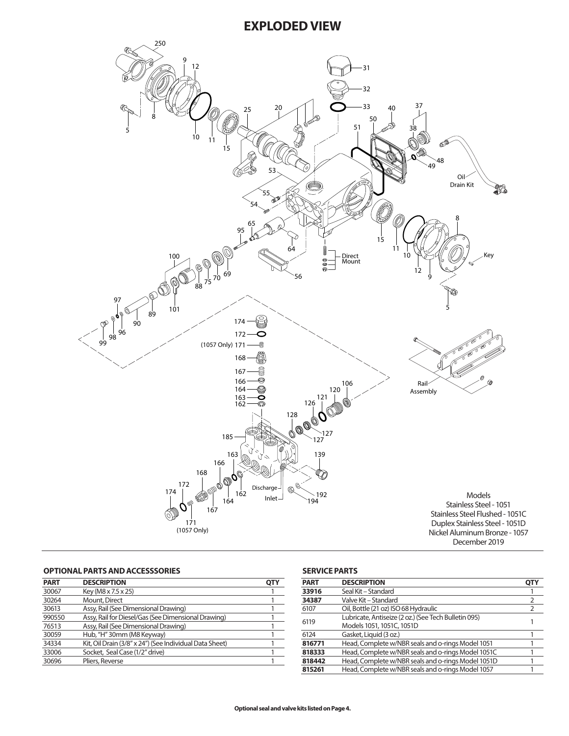# EXPLODED VIEW

Models
Stainless Steel - 1051
Stainless Steel Flushed - 1051C
Duplex Stainless Steel - 1051D
Nickel Aluminum Bronze - 1057
December 2019

## OPTIONAL PARTS AND ACCESSSORIES

| PART | DESCRIPTION | QTY |
|---|---|---|
| 30067 | Key (M8 x 7.5 x 25) | 1 |
| 30264 | Mount, Direct | 1 |
| 30613 | Assy, Rail (See Dimensional Drawing) | 1 |
| 990550 | Assy, Rail for Diesel/Gas (See Dimensional Drawing) | 1 |
| 76513 | Assy, Rail (See Dimensional Drawing) | 1 |
| 30059 | Hub, "H" 30mm (M8 Keyway) | 1 |
| 34334 | Kit, Oil Drain (3/8" x 24") (See Individual Data Sheet) | 1 |
| 33006 | Socket, Seal Case (1/2" drive) | 1 |
| 30696 | Pliers, Reverse | 1 |

## SERVICE PARTS

| PART | DESCRIPTION | QTY |
|---|---|---|
| **33916** | Seal Kit – Standard | 1 |
| **34387** | Valve Kit – Standard | 2 |
| 6107 | Oil, Bottle (21 oz) ISO 68 Hydraulic | 2 |
| 6119 | Lubricate, Antiseize (2 oz.) (See Tech Bulletin 095) Models 1051, 1051C, 1051D | 1 |
| 6124 | Gasket, Liquid (3 oz.) | 1 |
| **816771** | Head, Complete w/NBR seals and o-rings Model 1051 | 1 |
| **818333** | Head, Complete w/NBR seals and o-rings Model 1051C | 1 |
| **818442** | Head, Complete w/NBR seals and o-rings Model 1051D | 1 |
| **815261** | Head, Complete w/NBR seals and o-rings Model 1057 | 1 |

**Optional seal and valve kits listed on Page 4.**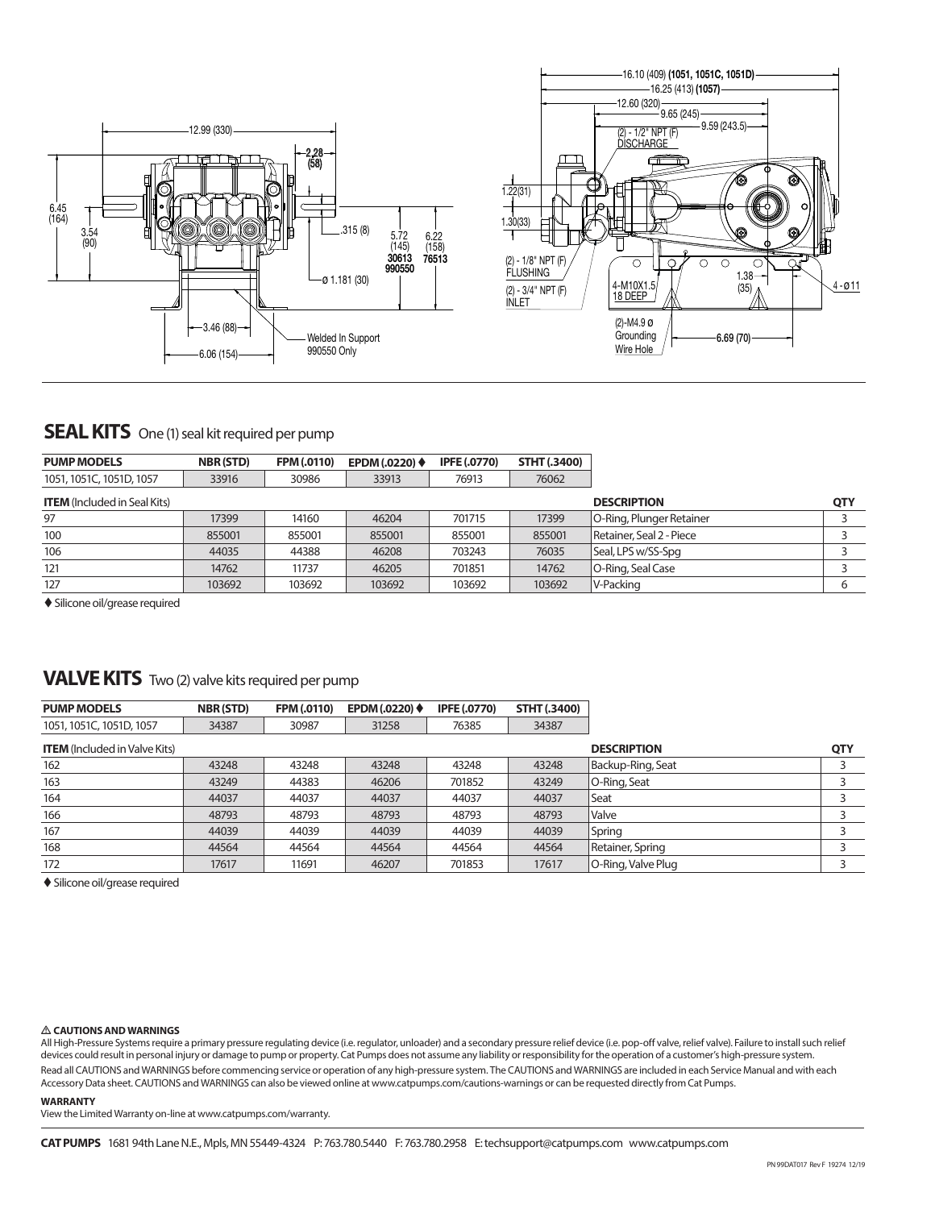12.99 (330)
2.28
(58)
6.45
(164)
3.54
(90)
.315 (8)
5.72
(145)
30613
990550
6.22
(158)
76513
ø 1.181 (30)
3.46 (88)
6.06 (154)
Welded In Support
990550 Only

16.10 (409) **(1051, 1051C, 1051D)**
16.25 (413) **(1057)**
12.60 (320)
9.65 (245)
9.59 (243.5)
(2) - 1/2" NPT (F)
DISCHARGE
1.22(31)
1.30(33)
(2) - 1/8" NPT (F)
FLUSHING
(2) - 3/4" NPT (F)
INLET
4-M10X1.5
18 DEEP
1.38
(35)
4 - ø11
(2)-M4.9 ø
Grounding
Wire Hole
**6.69 (70)**

## SEAL KITS One (1) seal kit required per pump

| PUMP MODELS | NBR (STD) | FPM (.0110) | EPDM (.0220) ♦ | IPFE (.0770) | STHT (.3400) | | |
|---|---|---|---|---|---|---|---|
| 1051, 1051C, 1051D, 1057 | 33916 | 30986 | 33913 | 76913 | 76062 | | |
| **ITEM** (Included in Seal Kits) | | | | | | **DESCRIPTION** | **QTY** |
| 97 | 17399 | 14160 | 46204 | 701715 | 17399 | O-Ring, Plunger Retainer | 3 |
| 100 | 855001 | 855001 | 855001 | 855001 | 855001 | Retainer, Seal 2 - Piece | 3 |
| 106 | 44035 | 44388 | 46208 | 703243 | 76035 | Seal, LPS w/SS-Spg | 3 |
| 121 | 14762 | 11737 | 46205 | 701851 | 14762 | O-Ring, Seal Case | 3 |
| 127 | 103692 | 103692 | 103692 | 103692 | 103692 | V-Packing | 6 |

♦ Silicone oil/grease required

## VALVE KITS Two (2) valve kits required per pump

| PUMP MODELS | NBR (STD) | FPM (.0110) | EPDM (.0220) ♦ | IPFE (.0770) | STHT (.3400) | | |
|---|---|---|---|---|---|---|---|
| 1051, 1051C, 1051D, 1057 | 34387 | 30987 | 31258 | 76385 | 34387 | | |
| **ITEM** (Included in Valve Kits) | | | | | | **DESCRIPTION** | **QTY** |
| 162 | 43248 | 43248 | 43248 | 43248 | 43248 | Backup-Ring, Seat | 3 |
| 163 | 43249 | 44383 | 46206 | 701852 | 43249 | O-Ring, Seat | 3 |
| 164 | 44037 | 44037 | 44037 | 44037 | 44037 | Seat | 3 |
| 166 | 48793 | 48793 | 48793 | 48793 | 48793 | Valve | 3 |
| 167 | 44039 | 44039 | 44039 | 44039 | 44039 | Spring | 3 |
| 168 | 44564 | 44564 | 44564 | 44564 | 44564 | Retainer, Spring | 3 |
| 172 | 17617 | 11691 | 46207 | 701853 | 17617 | O-Ring, Valve Plug | 3 |

♦ Silicone oil/grease required

**⚠ CAUTIONS AND WARNINGS**

All High-Pressure Systems require a primary pressure regulating device (i.e. regulator, unloader) and a secondary pressure relief device (i.e. pop-off valve, relief valve). Failure to install such relief devices could result in personal injury or damage to pump or property. Cat Pumps does not assume any liability or responsibility for the operation of a customer's high-pressure system.

Read all CAUTIONS and WARNINGS before commencing service or operation of any high-pressure system. The CAUTIONS and WARNINGS are included in each Service Manual and with each Accessory Data sheet. CAUTIONS and WARNINGS can also be viewed online at www.catpumps.com/cautions-warnings or can be requested directly from Cat Pumps.

**WARRANTY**

View the Limited Warranty on-line at www.catpumps.com/warranty.

**CAT PUMPS** 1681 94th Lane N.E., Mpls, MN 55449-4324 P: 763.780.5440 F: 763.780.2958 E: techsupport@catpumps.com www.catpumps.com

PN 99DAT017 Rev F 19274 12/19